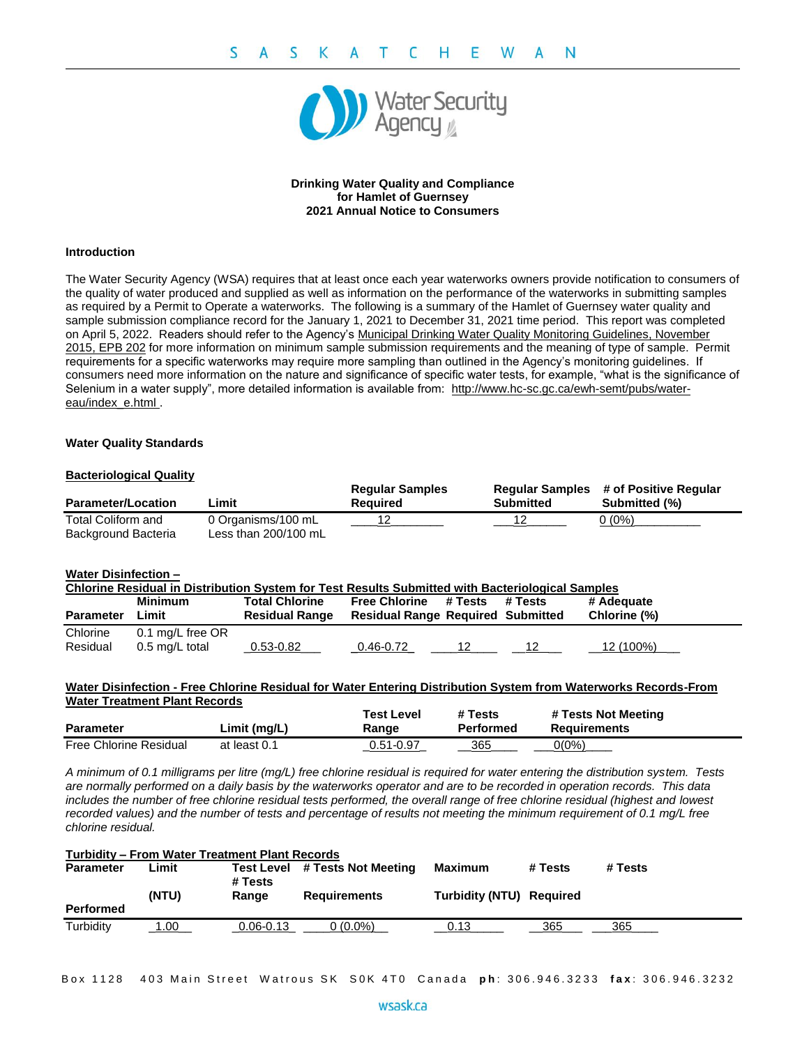**Drinking Water Quality and Compliance**
**for Hamlet of Guernsey**
**2021 Annual Notice to Consumers**

### Introduction

The Water Security Agency (WSA) requires that at least once each year waterworks owners provide notification to consumers of the quality of water produced and supplied as well as information on the performance of the waterworks in submitting samples as required by a Permit to Operate a waterworks. The following is a summary of the Hamlet of Guernsey water quality and sample submission compliance record for the January 1, 2021 to December 31, 2021 time period. This report was completed on April 5, 2022. Readers should refer to the Agency's Municipal Drinking Water Quality Monitoring Guidelines, November 2015, EPB 202 for more information on minimum sample submission requirements and the meaning of type of sample. Permit requirements for a specific waterworks may require more sampling than outlined in the Agency's monitoring guidelines. If consumers need more information on the nature and significance of specific water tests, for example, "what is the significance of Selenium in a water supply", more detailed information is available from: http://www.hc-sc.gc.ca/ewh-semt/pubs/water-eau/index_e.html .

### Water Quality Standards

**Bacteriological Quality**

| Parameter/Location | Limit | Regular Samples Required | Regular Samples Submitted | # of Positive Regular Submitted (%) |
|---|---|---|---|---|
| Total Coliform and Background Bacteria | 0 Organisms/100 mL Less than 200/100 mL | 12 | 12 | 0 (0%) |

**Water Disinfection – Chlorine Residual in Distribution System for Test Results Submitted with Bacteriological Samples**

| Parameter | Minimum Limit | Total Chlorine Residual Range | Free Chlorine Residual Range | # Tests Required | # Tests Submitted | # Adequate Chlorine (%) |
|---|---|---|---|---|---|---|
| Chlorine Residual | 0.1 mg/L free OR 0.5 mg/L total | 0.53-0.82 | 0.46-0.72 | 12 | 12 | 12 (100%) |

**Water Disinfection - Free Chlorine Residual for Water Entering Distribution System from Waterworks Records-From Water Treatment Plant Records**

| Parameter | Limit (mg/L) | Test Level Range | # Tests Performed | # Tests Not Meeting Requirements |
|---|---|---|---|---|
| Free Chlorine Residual | at least 0.1 | 0.51-0.97 | 365 | 0(0%) |

*A minimum of 0.1 milligrams per litre (mg/L) free chlorine residual is required for water entering the distribution system. Tests are normally performed on a daily basis by the waterworks operator and are to be recorded in operation records. This data includes the number of free chlorine residual tests performed, the overall range of free chlorine residual (highest and lowest recorded values) and the number of tests and percentage of results not meeting the minimum requirement of 0.1 mg/L free chlorine residual.*

**Turbidity – From Water Treatment Plant Records**

| Parameter | Limit (NTU) | Test Level Range | # Tests Not Meeting Requirements | Maximum Turbidity (NTU) | # Tests Required | # Tests Performed |
|---|---|---|---|---|---|---|
| Turbidity | 1.00 | 0.06-0.13 | 0 (0.0%) | 0.13 | 365 | 365 |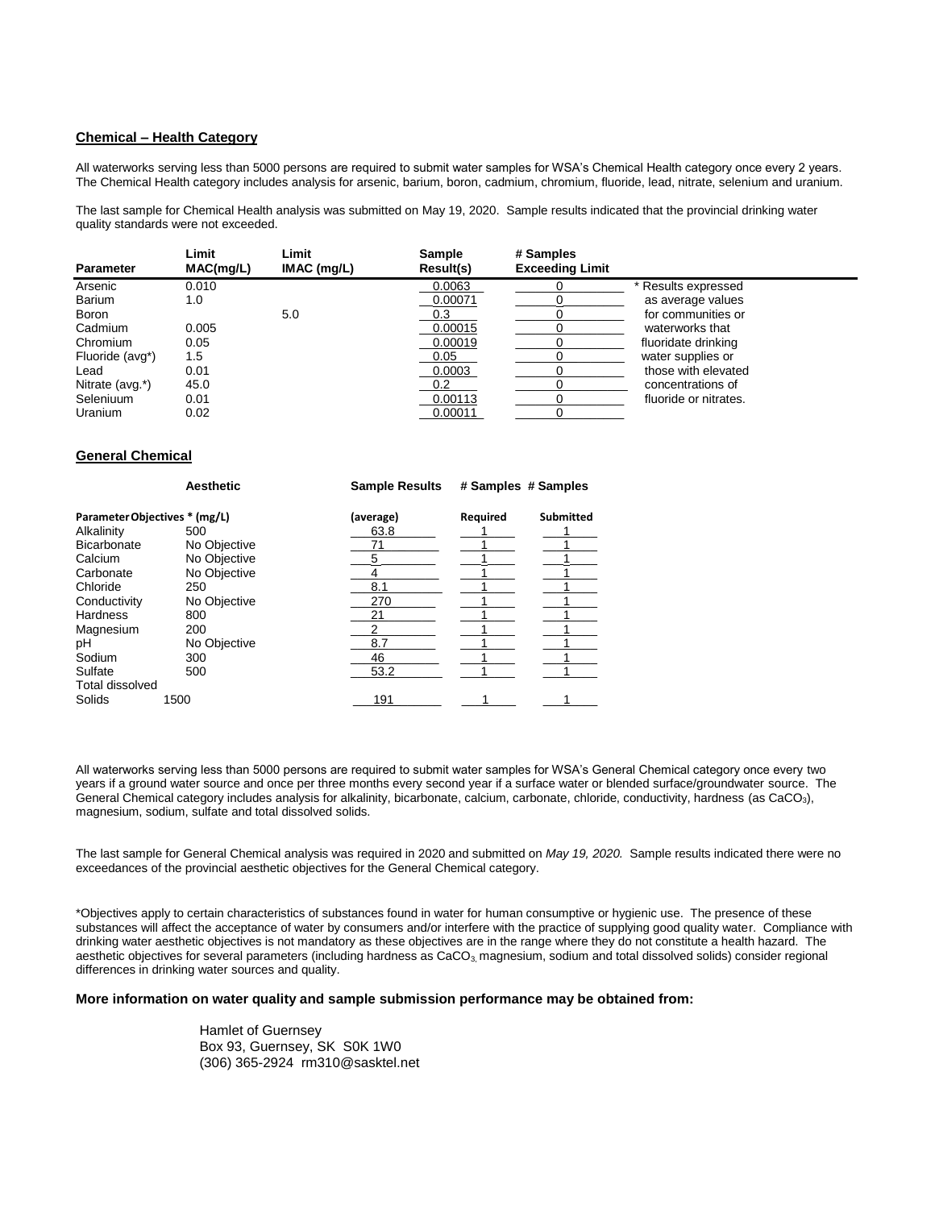## Chemical – Health Category

All waterworks serving less than 5000 persons are required to submit water samples for WSA's Chemical Health category once every 2 years. The Chemical Health category includes analysis for arsenic, barium, boron, cadmium, chromium, fluoride, lead, nitrate, selenium and uranium.

The last sample for Chemical Health analysis was submitted on May 19, 2020. Sample results indicated that the provincial drinking water quality standards were not exceeded.

| Parameter | Limit MAC(mg/L) | Limit IMAC (mg/L) | Sample Result(s) | # Samples Exceeding Limit |
|---|---|---|---|---|
| Arsenic | 0.010 | | 0.0063 | 0 |
| Barium | 1.0 | | 0.00071 | 0 |
| Boron | | 5.0 | 0.3 | 0 |
| Cadmium | 0.005 | | 0.00015 | 0 |
| Chromium | 0.05 | | 0.00019 | 0 |
| Fluoride (avg*) | 1.5 | | 0.05 | 0 |
| Lead | 0.01 | | 0.0003 | 0 |
| Nitrate (avg.*) | 45.0 | | 0.2 | 0 |
| Seleniuum | 0.01 | | 0.00113 | 0 |
| Uranium | 0.02 | | 0.00011 | 0 |

* Results expressed as average values for communities or waterworks that fluoridate drinking water supplies or those with elevated concentrations of fluoride or nitrates.

## General Chemical

| Parameter | Aesthetic Objectives * (mg/L) | Sample Results (average) | # Samples Required | # Samples Submitted |
|---|---|---|---|---|
| Alkalinity | 500 | 63.8 | 1 | 1 |
| Bicarbonate | No Objective | 71 | 1 | 1 |
| Calcium | No Objective | 5 | 1 | 1 |
| Carbonate | No Objective | 4 | 1 | 1 |
| Chloride | 250 | 8.1 | 1 | 1 |
| Conductivity | No Objective | 270 | 1 | 1 |
| Hardness | 800 | 21 | 1 | 1 |
| Magnesium | 200 | 2 | 1 | 1 |
| pH | No Objective | 8.7 | 1 | 1 |
| Sodium | 300 | 46 | 1 | 1 |
| Sulfate | 500 | 53.2 | 1 | 1 |
| Total dissolved Solids | 1500 | 191 | 1 | 1 |

All waterworks serving less than 5000 persons are required to submit water samples for WSA's General Chemical category once every two years if a ground water source and once per three months every second year if a surface water or blended surface/groundwater source. The General Chemical category includes analysis for alkalinity, bicarbonate, calcium, carbonate, chloride, conductivity, hardness (as $CaCO_3$), magnesium, sodium, sulfate and total dissolved solids.

The last sample for General Chemical analysis was required in 2020 and submitted on *May 19, 2020.* Sample results indicated there were no exceedances of the provincial aesthetic objectives for the General Chemical category.

*Objectives apply to certain characteristics of substances found in water for human consumptive or hygienic use. The presence of these substances will affect the acceptance of water by consumers and/or interfere with the practice of supplying good quality water. Compliance with drinking water aesthetic objectives is not mandatory as these objectives are in the range where they do not constitute a health hazard. The aesthetic objectives for several parameters (including hardness as $CaCO_3$, magnesium, sodium and total dissolved solids) consider regional differences in drinking water sources and quality.

**More information on water quality and sample submission performance may be obtained from:**

Hamlet of Guernsey
Box 93, Guernsey, SK S0K 1W0
(306) 365-2924 rm310@sasktel.net